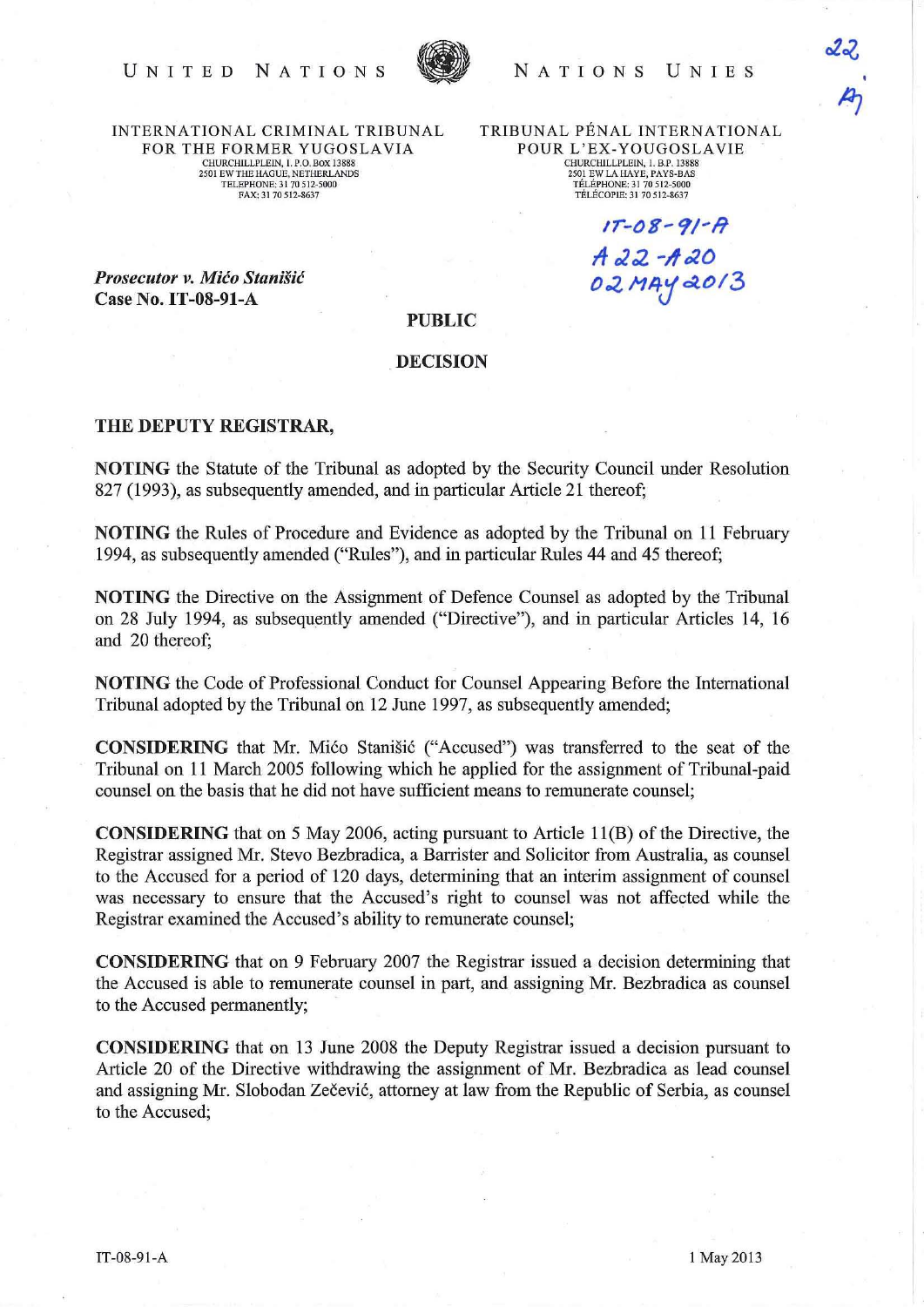UNITED NATIONS — NATIONS UNIES

INTERNATIONAL CRIMINAL TRIBUNAL FOR THE FORMER YUGOSLAVIA
CHURCHILLPLEIN, 1. P.O. Box 13888
2501 EW THE HAGUE, NETHERLANDS
TELEPHONE: 31 70 512-5000
FAX: 31 70 512-8637

TRIBUNAL PÉNAL INTERNATIONAL POUR L'EX-YOUGOSLAVIE
CHURCHILLPLEIN, 1. B.P. 13888
2501 EW LA HAYE, PAYS-BAS
TÉLÉPHONE: 31 70 512-5000
TÉLÉCOPIE: 31 70 512-8637

22
A

IT-08-91-A
A 22 - A 20
02 MAY 2013

*Prosecutor v. Mićo Stanišić*
**Case No. IT-08-91-A**

**PUBLIC**

**DECISION**

**THE DEPUTY REGISTRAR,**

**NOTING** the Statute of the Tribunal as adopted by the Security Council under Resolution 827 (1993), as subsequently amended, and in particular Article 21 thereof;

**NOTING** the Rules of Procedure and Evidence as adopted by the Tribunal on 11 February 1994, as subsequently amended ("Rules"), and in particular Rules 44 and 45 thereof;

**NOTING** the Directive on the Assignment of Defence Counsel as adopted by the Tribunal on 28 July 1994, as subsequently amended ("Directive"), and in particular Articles 14, 16 and 20 thereof;

**NOTING** the Code of Professional Conduct for Counsel Appearing Before the International Tribunal adopted by the Tribunal on 12 June 1997, as subsequently amended;

**CONSIDERING** that Mr. Mićo Stanišić ("Accused") was transferred to the seat of the Tribunal on 11 March 2005 following which he applied for the assignment of Tribunal-paid counsel on the basis that he did not have sufficient means to remunerate counsel;

**CONSIDERING** that on 5 May 2006, acting pursuant to Article 11(B) of the Directive, the Registrar assigned Mr. Stevo Bezbradica, a Barrister and Solicitor from Australia, as counsel to the Accused for a period of 120 days, determining that an interim assignment of counsel was necessary to ensure that the Accused's right to counsel was not affected while the Registrar examined the Accused's ability to remunerate counsel;

**CONSIDERING** that on 9 February 2007 the Registrar issued a decision determining that the Accused is able to remunerate counsel in part, and assigning Mr. Bezbradica as counsel to the Accused permanently;

**CONSIDERING** that on 13 June 2008 the Deputy Registrar issued a decision pursuant to Article 20 of the Directive withdrawing the assignment of Mr. Bezbradica as lead counsel and assigning Mr. Slobodan Zečević, attorney at law from the Republic of Serbia, as counsel to the Accused;

IT-08-91-A — 1 May 2013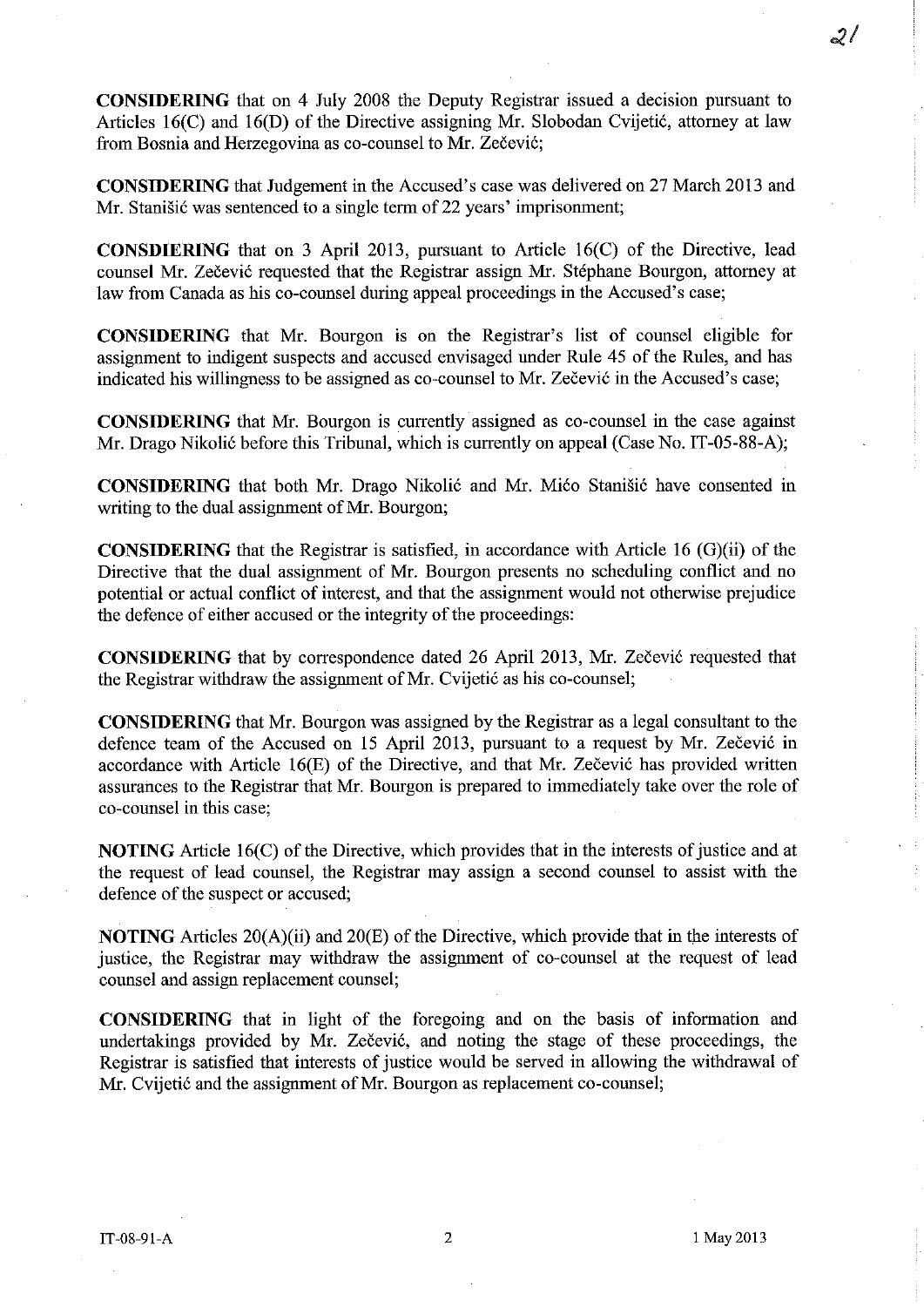**CONSIDERING** that on 4 July 2008 the Deputy Registrar issued a decision pursuant to Articles 16(C) and 16(D) of the Directive assigning Mr. Slobodan Cvijetić, attorney at law from Bosnia and Herzegovina as co-counsel to Mr. Zečević;

**CONSIDERING** that Judgement in the Accused's case was delivered on 27 March 2013 and Mr. Stanišić was sentenced to a single term of 22 years' imprisonment;

**CONSDIERING** that on 3 April 2013, pursuant to Article 16(C) of the Directive, lead counsel Mr. Zečević requested that the Registrar assign Mr. Stéphane Bourgon, attorney at law from Canada as his co-counsel during appeal proceedings in the Accused's case;

**CONSIDERING** that Mr. Bourgon is on the Registrar's list of counsel eligible for assignment to indigent suspects and accused envisaged under Rule 45 of the Rules, and has indicated his willingness to be assigned as co-counsel to Mr. Zečević in the Accused's case;

**CONSIDERING** that Mr. Bourgon is currently assigned as co-counsel in the case against Mr. Drago Nikolić before this Tribunal, which is currently on appeal (Case No. IT-05-88-A);

**CONSIDERING** that both Mr. Drago Nikolić and Mr. Mićo Stanišić have consented in writing to the dual assignment of Mr. Bourgon;

**CONSIDERING** that the Registrar is satisfied, in accordance with Article 16 (G)(ii) of the Directive that the dual assignment of Mr. Bourgon presents no scheduling conflict and no potential or actual conflict of interest, and that the assignment would not otherwise prejudice the defence of either accused or the integrity of the proceedings:

**CONSIDERING** that by correspondence dated 26 April 2013, Mr. Zečević requested that the Registrar withdraw the assignment of Mr. Cvijetić as his co-counsel;

**CONSIDERING** that Mr. Bourgon was assigned by the Registrar as a legal consultant to the defence team of the Accused on 15 April 2013, pursuant to a request by Mr. Zečević in accordance with Article 16(E) of the Directive, and that Mr. Zečević has provided written assurances to the Registrar that Mr. Bourgon is prepared to immediately take over the role of co-counsel in this case;

**NOTING** Article 16(C) of the Directive, which provides that in the interests of justice and at the request of lead counsel, the Registrar may assign a second counsel to assist with the defence of the suspect or accused;

**NOTING** Articles 20(A)(ii) and 20(E) of the Directive, which provide that in the interests of justice, the Registrar may withdraw the assignment of co-counsel at the request of lead counsel and assign replacement counsel;

**CONSIDERING** that in light of the foregoing and on the basis of information and undertakings provided by Mr. Zečević, and noting the stage of these proceedings, the Registrar is satisfied that interests of justice would be served in allowing the withdrawal of Mr. Cvijetić and the assignment of Mr. Bourgon as replacement co-counsel;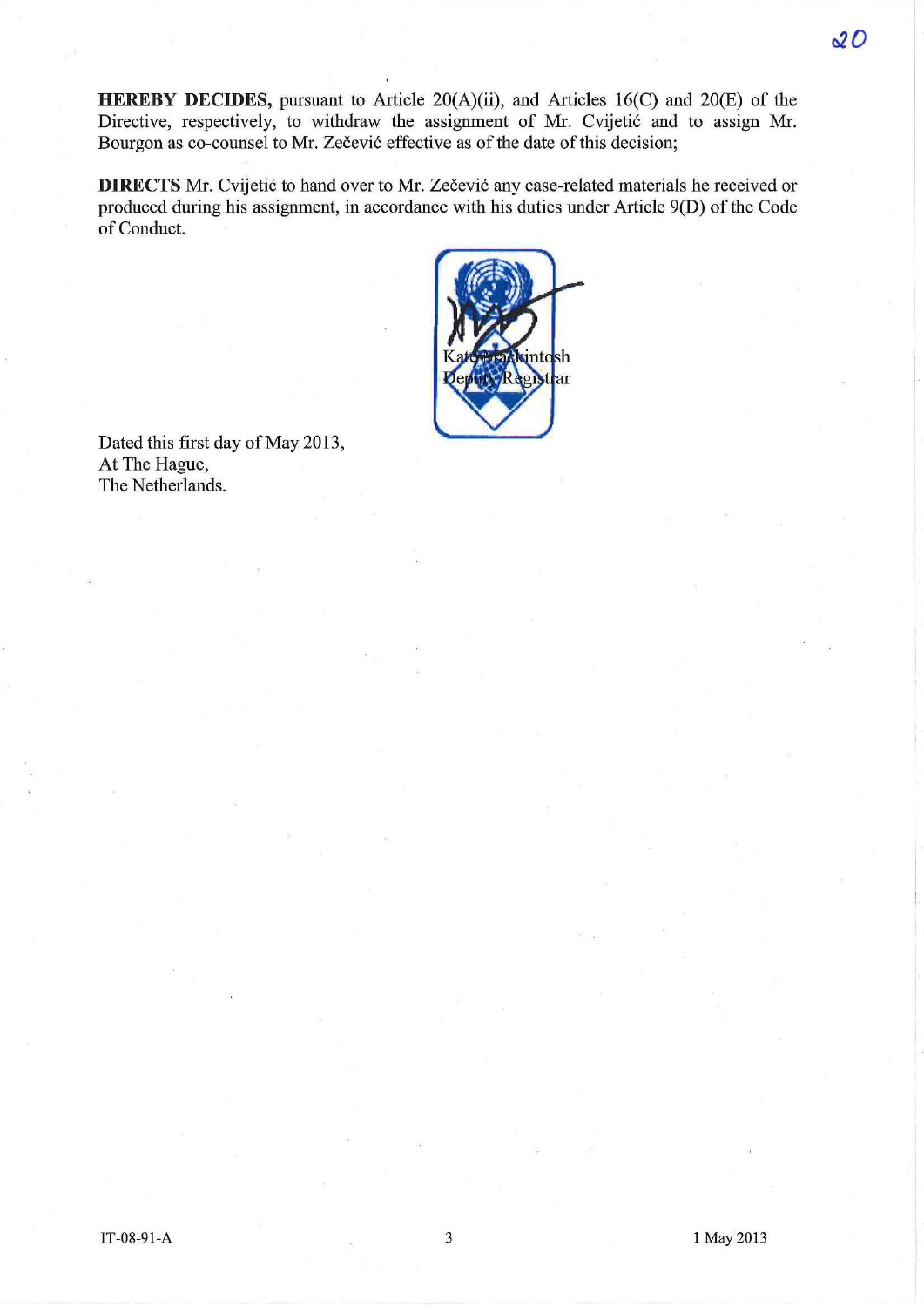**HEREBY DECIDES,** pursuant to Article 20(A)(ii), and Articles 16(C) and 20(E) of the Directive, respectively, to withdraw the assignment of Mr. Cvijetić and to assign Mr. Bourgon as co-counsel to Mr. Zečević effective as of the date of this decision;

**DIRECTS** Mr. Cvijetić to hand over to Mr. Zečević any case-related materials he received or produced during his assignment, in accordance with his duties under Article 9(D) of the Code of Conduct.

Kate Mackintosh
Deputy Registrar

Dated this first day of May 2013,
At The Hague,
The Netherlands.